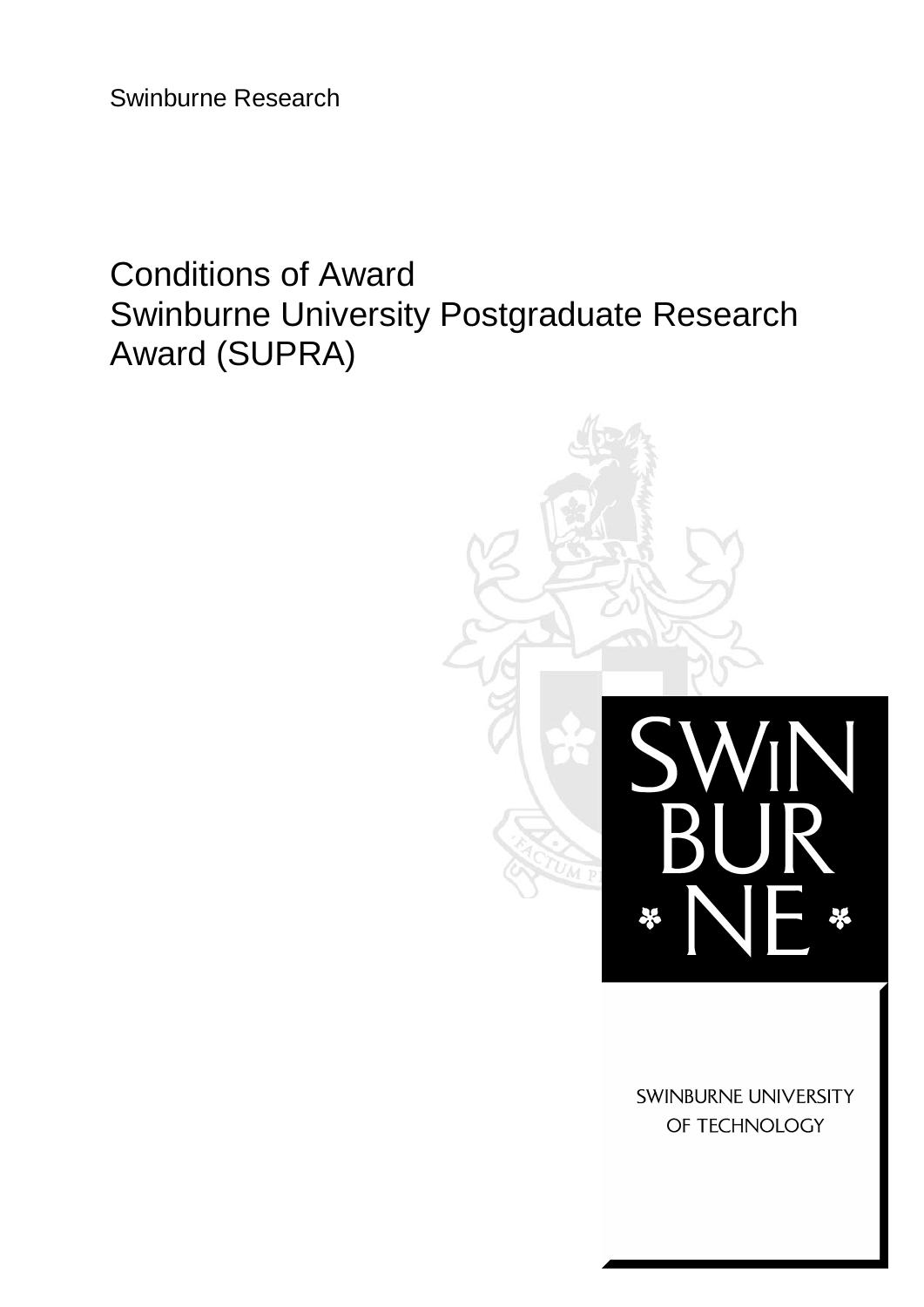Swinburne Research

# Conditions of Award
# Swinburne University Postgraduate Research Award (SUPRA)

SWINBURNE UNIVERSITY OF TECHNOLOGY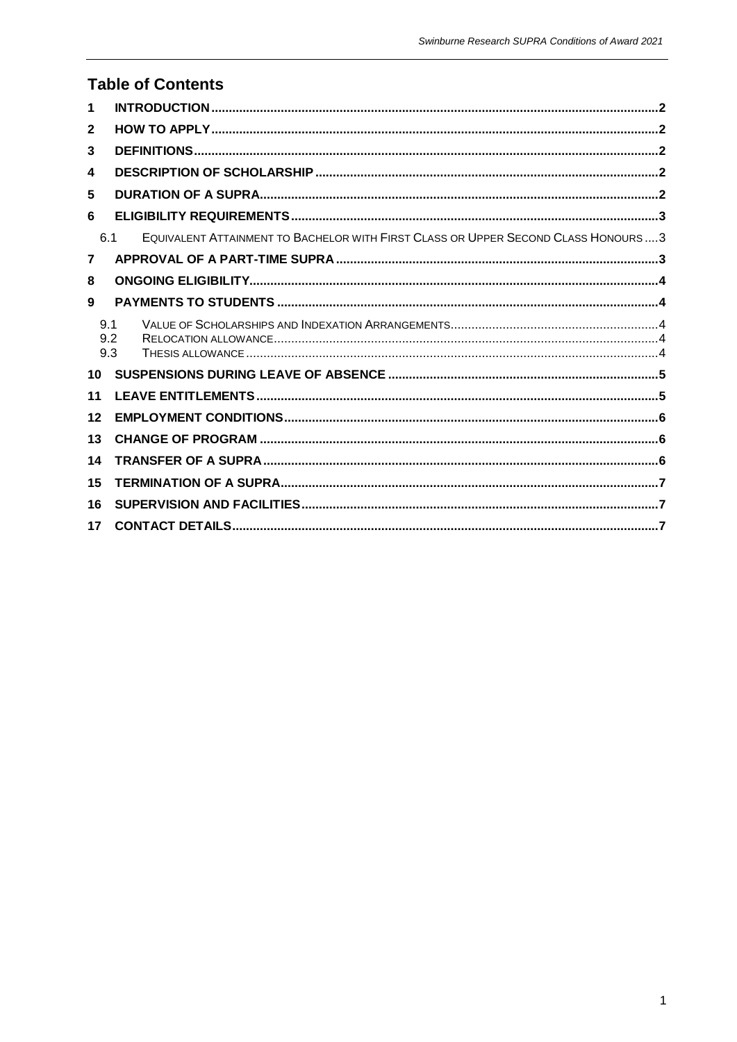## Table of Contents

1 INTRODUCTION ..... 2
2 HOW TO APPLY ..... 2
3 DEFINITIONS ..... 2
4 DESCRIPTION OF SCHOLARSHIP ..... 2
5 DURATION OF A SUPRA ..... 2
6 ELIGIBILITY REQUIREMENTS ..... 3
   6.1 EQUIVALENT ATTAINMENT TO BACHELOR WITH FIRST CLASS OR UPPER SECOND CLASS HONOURS ..... 3
7 APPROVAL OF A PART-TIME SUPRA ..... 3
8 ONGOING ELIGIBILITY ..... 4
9 PAYMENTS TO STUDENTS ..... 4
   9.1 VALUE OF SCHOLARSHIPS AND INDEXATION ARRANGEMENTS ..... 4
   9.2 RELOCATION ALLOWANCE ..... 4
   9.3 THESIS ALLOWANCE ..... 4
10 SUSPENSIONS DURING LEAVE OF ABSENCE ..... 5
11 LEAVE ENTITLEMENTS ..... 5
12 EMPLOYMENT CONDITIONS ..... 6
13 CHANGE OF PROGRAM ..... 6
14 TRANSFER OF A SUPRA ..... 6
15 TERMINATION OF A SUPRA ..... 7
16 SUPERVISION AND FACILITIES ..... 7
17 CONTACT DETAILS ..... 7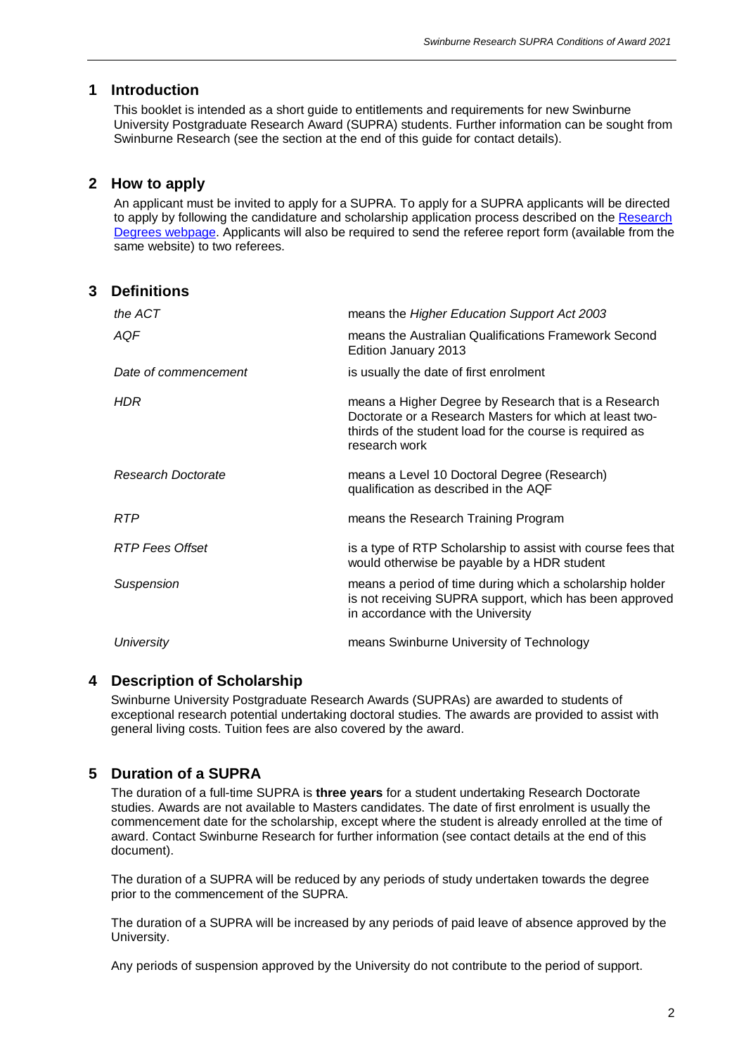## 1 Introduction

This booklet is intended as a short guide to entitlements and requirements for new Swinburne University Postgraduate Research Award (SUPRA) students. Further information can be sought from Swinburne Research (see the section at the end of this guide for contact details).

## 2 How to apply

An applicant must be invited to apply for a SUPRA. To apply for a SUPRA applicants will be directed to apply by following the candidature and scholarship application process described on the [Research Degrees webpage](). Applicants will also be required to send the referee report form (available from the same website) to two referees.

## 3 Definitions

| | |
|---|---|
| *the ACT* | means the *Higher Education Support Act 2003* |
| *AQF* | means the Australian Qualifications Framework Second Edition January 2013 |
| *Date of commencement* | is usually the date of first enrolment |
| *HDR* | means a Higher Degree by Research that is a Research Doctorate or a Research Masters for which at least two-thirds of the student load for the course is required as research work |
| *Research Doctorate* | means a Level 10 Doctoral Degree (Research) qualification as described in the AQF |
| *RTP* | means the Research Training Program |
| *RTP Fees Offset* | is a type of RTP Scholarship to assist with course fees that would otherwise be payable by a HDR student |
| *Suspension* | means a period of time during which a scholarship holder is not receiving SUPRA support, which has been approved in accordance with the University |
| *University* | means Swinburne University of Technology |

## 4 Description of Scholarship

Swinburne University Postgraduate Research Awards (SUPRAs) are awarded to students of exceptional research potential undertaking doctoral studies. The awards are provided to assist with general living costs. Tuition fees are also covered by the award.

## 5 Duration of a SUPRA

The duration of a full-time SUPRA is **three years** for a student undertaking Research Doctorate studies. Awards are not available to Masters candidates. The date of first enrolment is usually the commencement date for the scholarship, except where the student is already enrolled at the time of award. Contact Swinburne Research for further information (see contact details at the end of this document).

The duration of a SUPRA will be reduced by any periods of study undertaken towards the degree prior to the commencement of the SUPRA.

The duration of a SUPRA will be increased by any periods of paid leave of absence approved by the University.

Any periods of suspension approved by the University do not contribute to the period of support.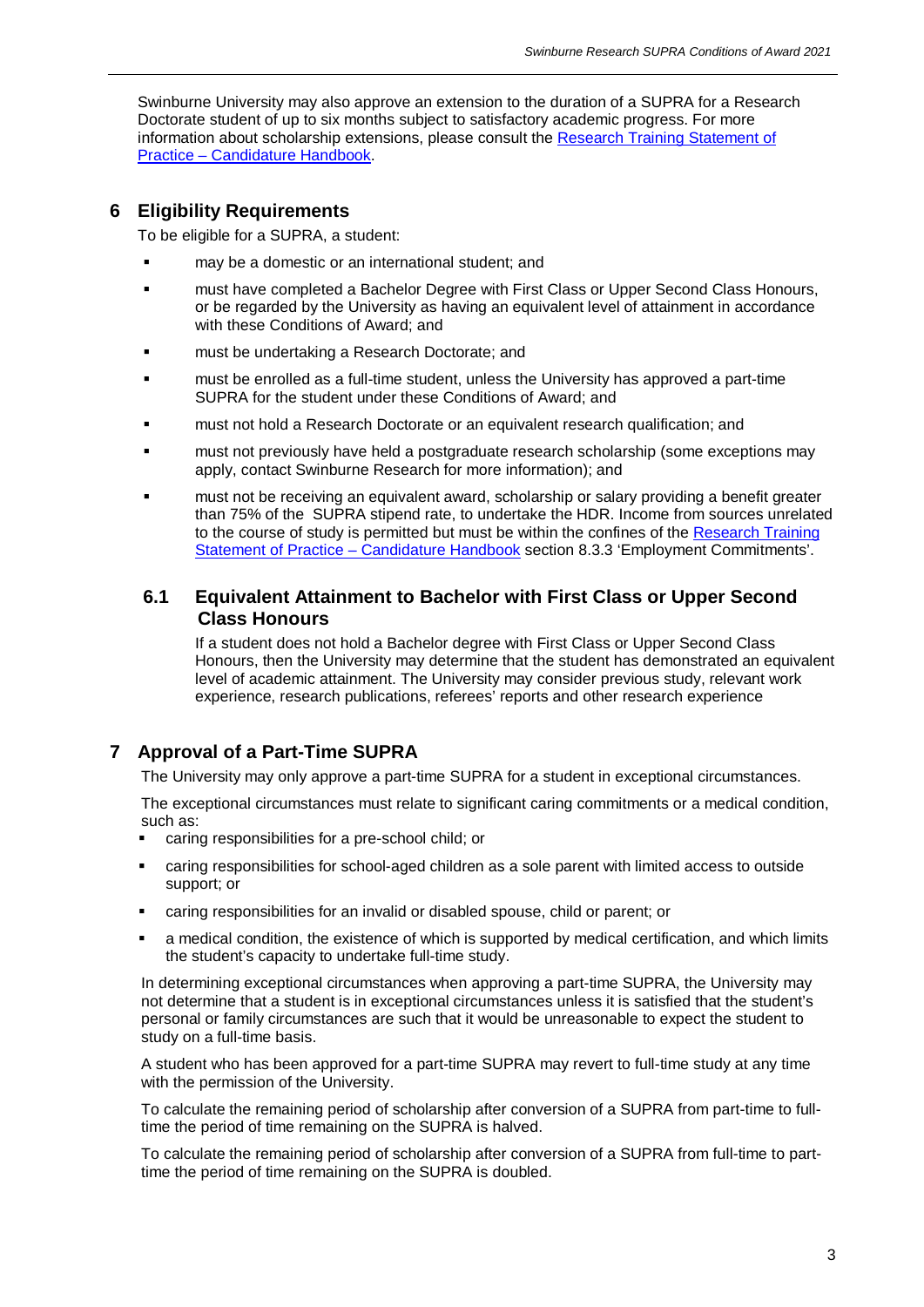Swinburne University may also approve an extension to the duration of a SUPRA for a Research Doctorate student of up to six months subject to satisfactory academic progress. For more information about scholarship extensions, please consult the [Research Training Statement of Practice – Candidature Handbook]().

## 6 Eligibility Requirements

To be eligible for a SUPRA, a student:

- may be a domestic or an international student; and
- must have completed a Bachelor Degree with First Class or Upper Second Class Honours, or be regarded by the University as having an equivalent level of attainment in accordance with these Conditions of Award; and
- must be undertaking a Research Doctorate; and
- must be enrolled as a full-time student, unless the University has approved a part-time SUPRA for the student under these Conditions of Award; and
- must not hold a Research Doctorate or an equivalent research qualification; and
- must not previously have held a postgraduate research scholarship (some exceptions may apply, contact Swinburne Research for more information); and
- must not be receiving an equivalent award, scholarship or salary providing a benefit greater than 75% of the SUPRA stipend rate, to undertake the HDR. Income from sources unrelated to the course of study is permitted but must be within the confines of the [Research Training Statement of Practice – Candidature Handbook]() section 8.3.3 'Employment Commitments'.

### 6.1 Equivalent Attainment to Bachelor with First Class or Upper Second Class Honours

If a student does not hold a Bachelor degree with First Class or Upper Second Class Honours, then the University may determine that the student has demonstrated an equivalent level of academic attainment. The University may consider previous study, relevant work experience, research publications, referees' reports and other research experience

## 7 Approval of a Part-Time SUPRA

The University may only approve a part-time SUPRA for a student in exceptional circumstances.

The exceptional circumstances must relate to significant caring commitments or a medical condition, such as:

- caring responsibilities for a pre-school child; or
- caring responsibilities for school-aged children as a sole parent with limited access to outside support; or
- caring responsibilities for an invalid or disabled spouse, child or parent; or
- a medical condition, the existence of which is supported by medical certification, and which limits the student's capacity to undertake full-time study.

In determining exceptional circumstances when approving a part-time SUPRA, the University may not determine that a student is in exceptional circumstances unless it is satisfied that the student's personal or family circumstances are such that it would be unreasonable to expect the student to study on a full-time basis.

A student who has been approved for a part-time SUPRA may revert to full-time study at any time with the permission of the University.

To calculate the remaining period of scholarship after conversion of a SUPRA from part-time to full-time the period of time remaining on the SUPRA is halved.

To calculate the remaining period of scholarship after conversion of a SUPRA from full-time to part-time the period of time remaining on the SUPRA is doubled.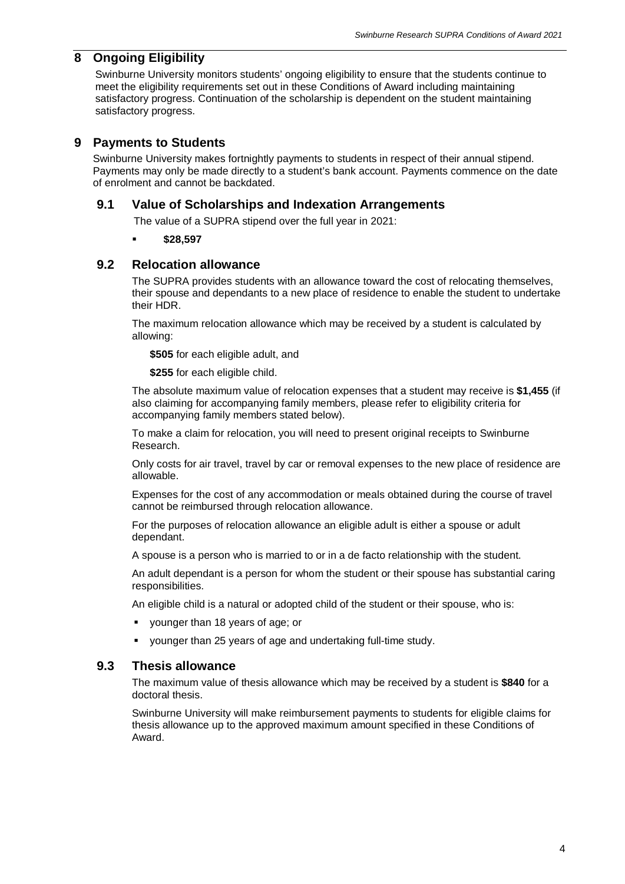## 8 Ongoing Eligibility

Swinburne University monitors students' ongoing eligibility to ensure that the students continue to meet the eligibility requirements set out in these Conditions of Award including maintaining satisfactory progress. Continuation of the scholarship is dependent on the student maintaining satisfactory progress.

## 9 Payments to Students

Swinburne University makes fortnightly payments to students in respect of their annual stipend. Payments may only be made directly to a student's bank account. Payments commence on the date of enrolment and cannot be backdated.

### 9.1 Value of Scholarships and Indexation Arrangements

The value of a SUPRA stipend over the full year in 2021:

- **$28,597**

### 9.2 Relocation allowance

The SUPRA provides students with an allowance toward the cost of relocating themselves, their spouse and dependants to a new place of residence to enable the student to undertake their HDR.

The maximum relocation allowance which may be received by a student is calculated by allowing:

**$505** for each eligible adult, and

**$255** for each eligible child.

The absolute maximum value of relocation expenses that a student may receive is **$1,455** (if also claiming for accompanying family members, please refer to eligibility criteria for accompanying family members stated below).

To make a claim for relocation, you will need to present original receipts to Swinburne Research.

Only costs for air travel, travel by car or removal expenses to the new place of residence are allowable.

Expenses for the cost of any accommodation or meals obtained during the course of travel cannot be reimbursed through relocation allowance.

For the purposes of relocation allowance an eligible adult is either a spouse or adult dependant.

A spouse is a person who is married to or in a de facto relationship with the student.

An adult dependant is a person for whom the student or their spouse has substantial caring responsibilities.

An eligible child is a natural or adopted child of the student or their spouse, who is:

- younger than 18 years of age; or
- younger than 25 years of age and undertaking full-time study.

### 9.3 Thesis allowance

The maximum value of thesis allowance which may be received by a student is **$840** for a doctoral thesis.

Swinburne University will make reimbursement payments to students for eligible claims for thesis allowance up to the approved maximum amount specified in these Conditions of Award.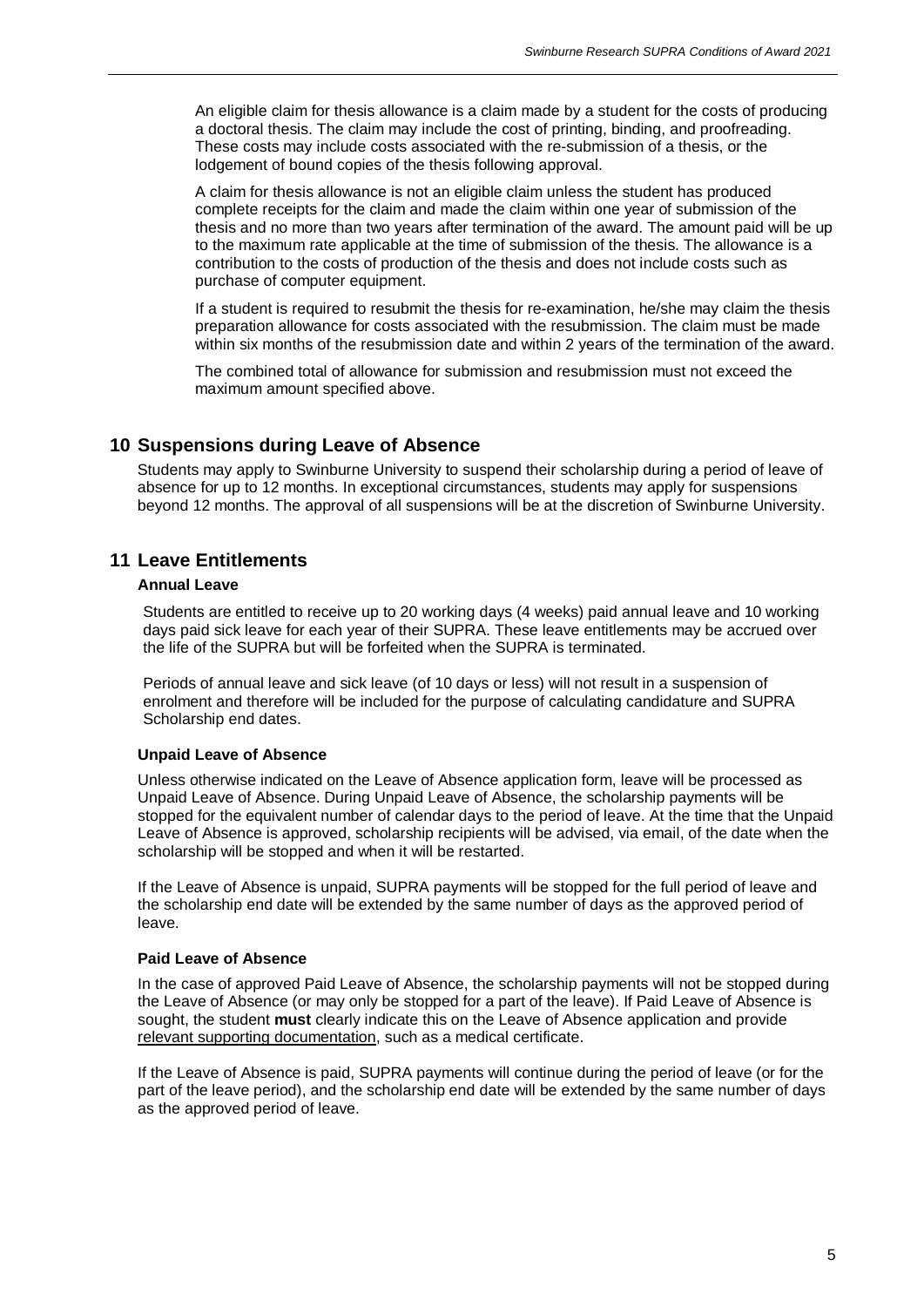An eligible claim for thesis allowance is a claim made by a student for the costs of producing a doctoral thesis. The claim may include the cost of printing, binding, and proofreading. These costs may include costs associated with the re-submission of a thesis, or the lodgement of bound copies of the thesis following approval.

A claim for thesis allowance is not an eligible claim unless the student has produced complete receipts for the claim and made the claim within one year of submission of the thesis and no more than two years after termination of the award. The amount paid will be up to the maximum rate applicable at the time of submission of the thesis. The allowance is a contribution to the costs of production of the thesis and does not include costs such as purchase of computer equipment.

If a student is required to resubmit the thesis for re-examination, he/she may claim the thesis preparation allowance for costs associated with the resubmission. The claim must be made within six months of the resubmission date and within 2 years of the termination of the award.

The combined total of allowance for submission and resubmission must not exceed the maximum amount specified above.

## 10 Suspensions during Leave of Absence

Students may apply to Swinburne University to suspend their scholarship during a period of leave of absence for up to 12 months. In exceptional circumstances, students may apply for suspensions beyond 12 months. The approval of all suspensions will be at the discretion of Swinburne University.

## 11 Leave Entitlements

### Annual Leave

Students are entitled to receive up to 20 working days (4 weeks) paid annual leave and 10 working days paid sick leave for each year of their SUPRA. These leave entitlements may be accrued over the life of the SUPRA but will be forfeited when the SUPRA is terminated.

Periods of annual leave and sick leave (of 10 days or less) will not result in a suspension of enrolment and therefore will be included for the purpose of calculating candidature and SUPRA Scholarship end dates.

### Unpaid Leave of Absence

Unless otherwise indicated on the Leave of Absence application form, leave will be processed as Unpaid Leave of Absence. During Unpaid Leave of Absence, the scholarship payments will be stopped for the equivalent number of calendar days to the period of leave. At the time that the Unpaid Leave of Absence is approved, scholarship recipients will be advised, via email, of the date when the scholarship will be stopped and when it will be restarted.

If the Leave of Absence is unpaid, SUPRA payments will be stopped for the full period of leave and the scholarship end date will be extended by the same number of days as the approved period of leave.

### Paid Leave of Absence

In the case of approved Paid Leave of Absence, the scholarship payments will not be stopped during the Leave of Absence (or may only be stopped for a part of the leave). If Paid Leave of Absence is sought, the student **must** clearly indicate this on the Leave of Absence application and provide relevant supporting documentation, such as a medical certificate.

If the Leave of Absence is paid, SUPRA payments will continue during the period of leave (or for the part of the leave period), and the scholarship end date will be extended by the same number of days as the approved period of leave.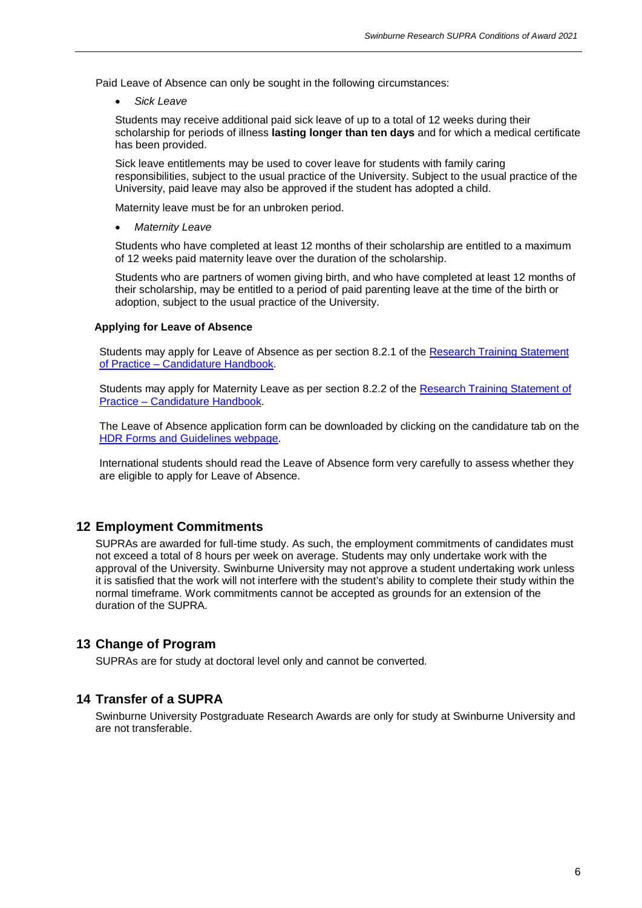Paid Leave of Absence can only be sought in the following circumstances:

- *Sick Leave*

  Students may receive additional paid sick leave of up to a total of 12 weeks during their scholarship for periods of illness **lasting longer than ten days** and for which a medical certificate has been provided.

  Sick leave entitlements may be used to cover leave for students with family caring responsibilities, subject to the usual practice of the University. Subject to the usual practice of the University, paid leave may also be approved if the student has adopted a child.

  Maternity leave must be for an unbroken period.

- *Maternity Leave*

  Students who have completed at least 12 months of their scholarship are entitled to a maximum of 12 weeks paid maternity leave over the duration of the scholarship.

  Students who are partners of women giving birth, and who have completed at least 12 months of their scholarship, may be entitled to a period of paid parenting leave at the time of the birth or adoption, subject to the usual practice of the University.

**Applying for Leave of Absence**

Students may apply for Leave of Absence as per section 8.2.1 of the Research Training Statement of Practice – Candidature Handbook.

Students may apply for Maternity Leave as per section 8.2.2 of the Research Training Statement of Practice – Candidature Handbook.

The Leave of Absence application form can be downloaded by clicking on the candidature tab on the HDR Forms and Guidelines webpage.

International students should read the Leave of Absence form very carefully to assess whether they are eligible to apply for Leave of Absence.

## 12 Employment Commitments

SUPRAs are awarded for full-time study. As such, the employment commitments of candidates must not exceed a total of 8 hours per week on average. Students may only undertake work with the approval of the University. Swinburne University may not approve a student undertaking work unless it is satisfied that the work will not interfere with the student's ability to complete their study within the normal timeframe. Work commitments cannot be accepted as grounds for an extension of the duration of the SUPRA.

## 13 Change of Program

SUPRAs are for study at doctoral level only and cannot be converted.

## 14 Transfer of a SUPRA

Swinburne University Postgraduate Research Awards are only for study at Swinburne University and are not transferable.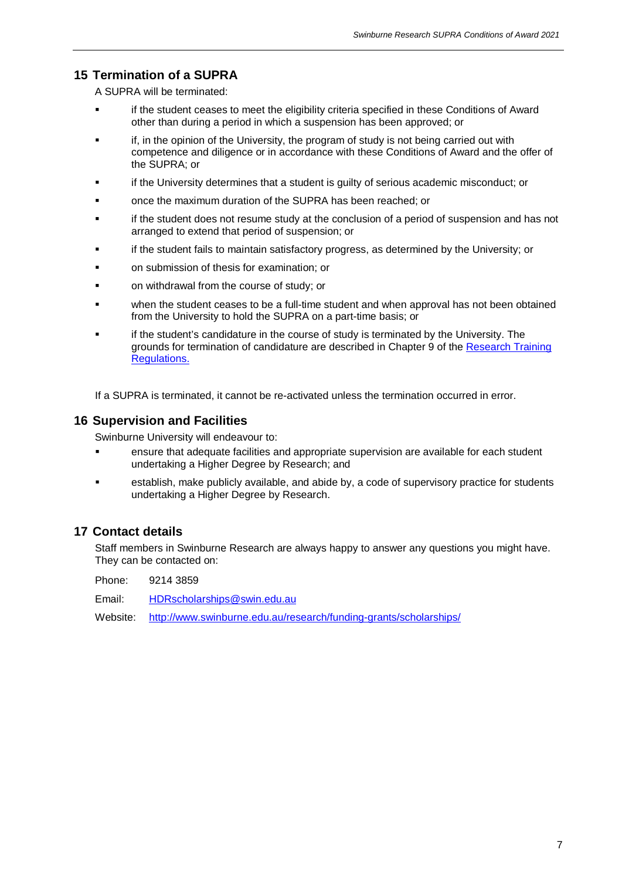## 15 Termination of a SUPRA

A SUPRA will be terminated:

- if the student ceases to meet the eligibility criteria specified in these Conditions of Award other than during a period in which a suspension has been approved; or
- if, in the opinion of the University, the program of study is not being carried out with competence and diligence or in accordance with these Conditions of Award and the offer of the SUPRA; or
- if the University determines that a student is guilty of serious academic misconduct; or
- once the maximum duration of the SUPRA has been reached; or
- if the student does not resume study at the conclusion of a period of suspension and has not arranged to extend that period of suspension; or
- if the student fails to maintain satisfactory progress, as determined by the University; or
- on submission of thesis for examination; or
- on withdrawal from the course of study; or
- when the student ceases to be a full-time student and when approval has not been obtained from the University to hold the SUPRA on a part-time basis; or
- if the student's candidature in the course of study is terminated by the University. The grounds for termination of candidature are described in Chapter 9 of the Research Training Regulations.

If a SUPRA is terminated, it cannot be re-activated unless the termination occurred in error.

## 16 Supervision and Facilities

Swinburne University will endeavour to:

- ensure that adequate facilities and appropriate supervision are available for each student undertaking a Higher Degree by Research; and
- establish, make publicly available, and abide by, a code of supervisory practice for students undertaking a Higher Degree by Research.

## 17 Contact details

Staff members in Swinburne Research are always happy to answer any questions you might have. They can be contacted on:

Phone: 9214 3859

Email: HDRscholarships@swin.edu.au

Website: http://www.swinburne.edu.au/research/funding-grants/scholarships/